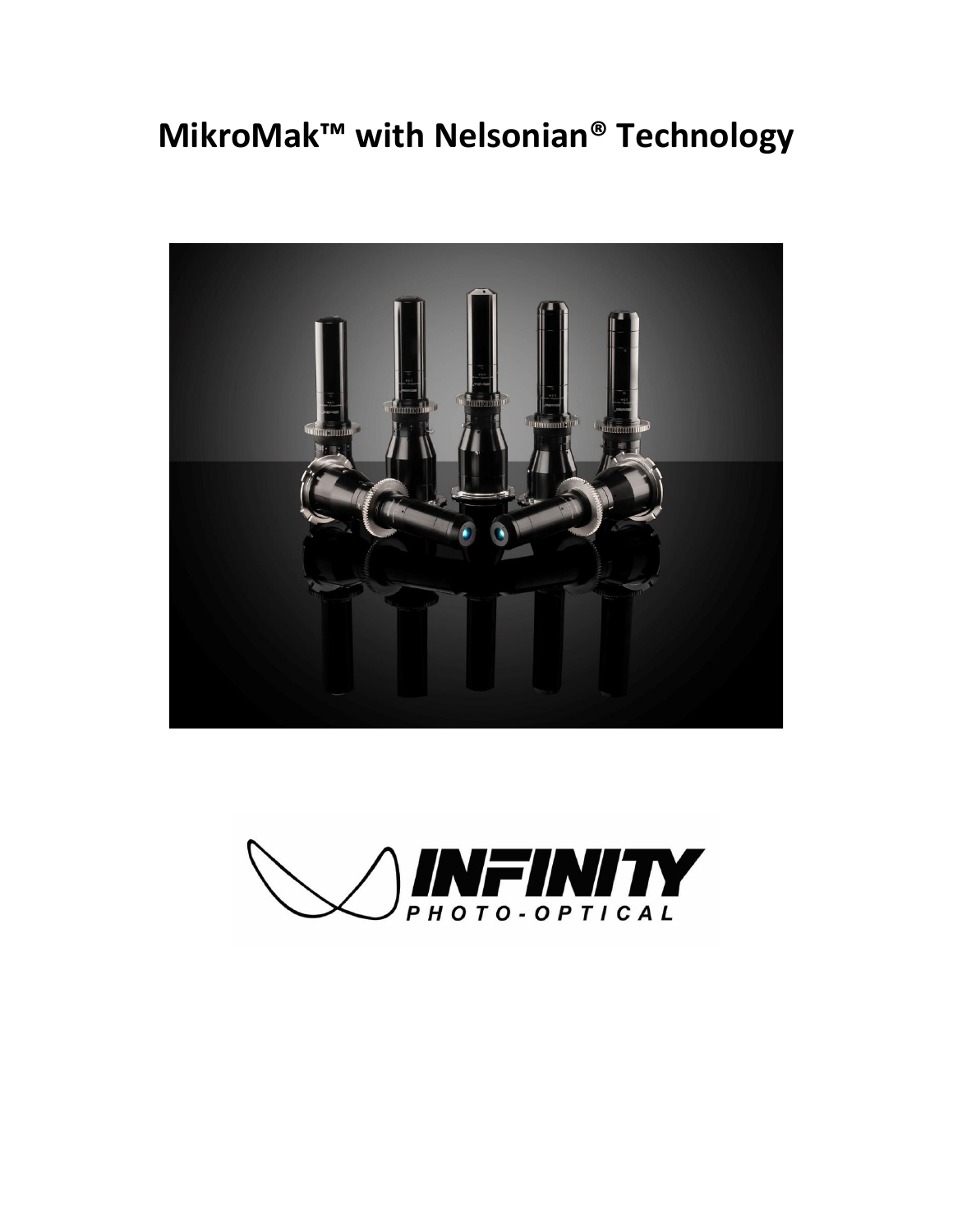# MikroMak™ with Nelsonian® Technology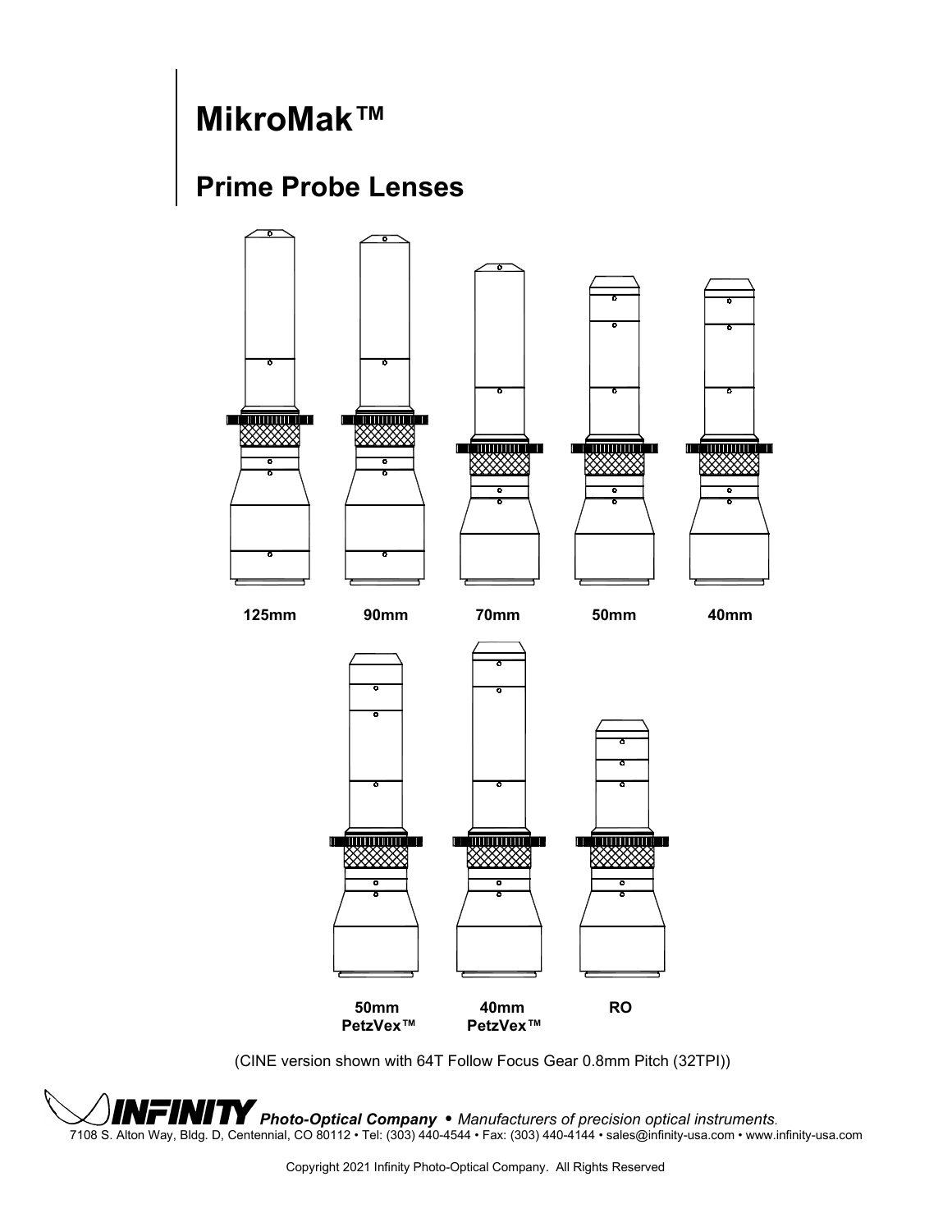# MikroMak™

## Prime Probe Lenses

125mm

90mm

70mm

50mm

40mm

50mm PetzVex™

40mm PetzVex™

RO

(CINE version shown with 64T Follow Focus Gear 0.8mm Pitch (32TPI))

**INFINITY** ***Photo-Optical Company*** • *Manufacturers of precision optical instruments.*

7108 S. Alton Way, Bldg. D, Centennial, CO 80112 • Tel: (303) 440-4544 • Fax: (303) 440-4144 • sales@infinity-usa.com • www.infinity-usa.com

Copyright 2021 Infinity Photo-Optical Company. All Rights Reserved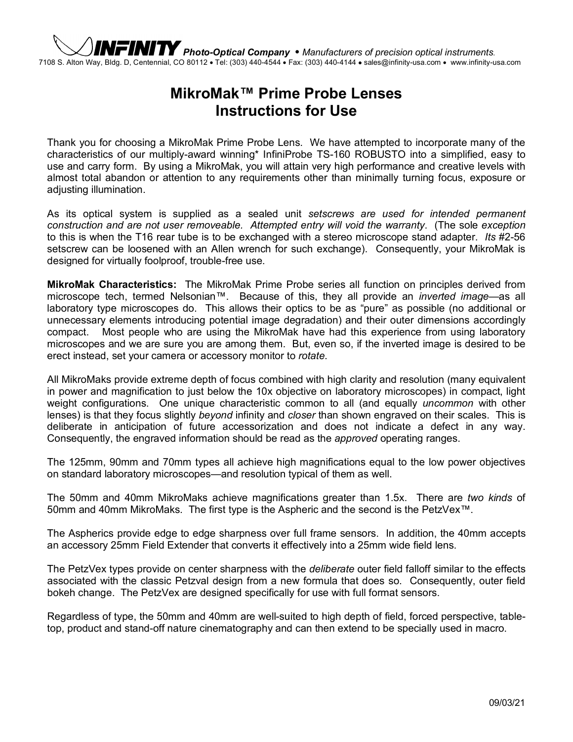**INFINITY** *Photo-Optical Company* • *Manufacturers of precision optical instruments.*
7108 S. Alton Way, Bldg. D, Centennial, CO 80112 • Tel: (303) 440-4544 • Fax: (303) 440-4144 • sales@infinity-usa.com • www.infinity-usa.com

# MikroMak™ Prime Probe Lenses
# Instructions for Use

Thank you for choosing a MikroMak Prime Probe Lens. We have attempted to incorporate many of the characteristics of our multiply-award winning* InfiniProbe TS-160 ROBUSTO into a simplified, easy to use and carry form. By using a MikroMak, you will attain very high performance and creative levels with almost total abandon or attention to any requirements other than minimally turning focus, exposure or adjusting illumination.

As its optical system is supplied as a sealed unit *setscrews are used for intended permanent construction and are not user removeable. Attempted entry will void the warranty*. (The sole *exception* to this is when the T16 rear tube is to be exchanged with a stereo microscope stand adapter. *Its* #2-56 setscrew can be loosened with an Allen wrench for such exchange). Consequently, your MikroMak is designed for virtually foolproof, trouble-free use.

**MikroMak Characteristics:** The MikroMak Prime Probe series all function on principles derived from microscope tech, termed Nelsonian™. Because of this, they all provide an *inverted image*—as all laboratory type microscopes do. This allows their optics to be as "pure" as possible (no additional or unnecessary elements introducing potential image degradation) and their outer dimensions accordingly compact. Most people who are using the MikroMak have had this experience from using laboratory microscopes and we are sure you are among them. But, even so, if the inverted image is desired to be erect instead, set your camera or accessory monitor to *rotate.*

All MikroMaks provide extreme depth of focus combined with high clarity and resolution (many equivalent in power and magnification to just below the 10x objective on laboratory microscopes) in compact, light weight configurations. One unique characteristic common to all (and equally *uncommon* with other lenses) is that they focus slightly *beyond* infinity and *closer* than shown engraved on their scales. This is deliberate in anticipation of future accessorization and does not indicate a defect in any way. Consequently, the engraved information should be read as the *approved* operating ranges.

The 125mm, 90mm and 70mm types all achieve high magnifications equal to the low power objectives on standard laboratory microscopes—and resolution typical of them as well.

The 50mm and 40mm MikroMaks achieve magnifications greater than 1.5x. There are *two kinds* of 50mm and 40mm MikroMaks. The first type is the Aspheric and the second is the PetzVex™.

The Aspherics provide edge to edge sharpness over full frame sensors. In addition, the 40mm accepts an accessory 25mm Field Extender that converts it effectively into a 25mm wide field lens.

The PetzVex types provide on center sharpness with the *deliberate* outer field falloff similar to the effects associated with the classic Petzval design from a new formula that does so. Consequently, outer field bokeh change. The PetzVex are designed specifically for use with full format sensors.

Regardless of type, the 50mm and 40mm are well-suited to high depth of field, forced perspective, table-top, product and stand-off nature cinematography and can then extend to be specially used in macro.

09/03/21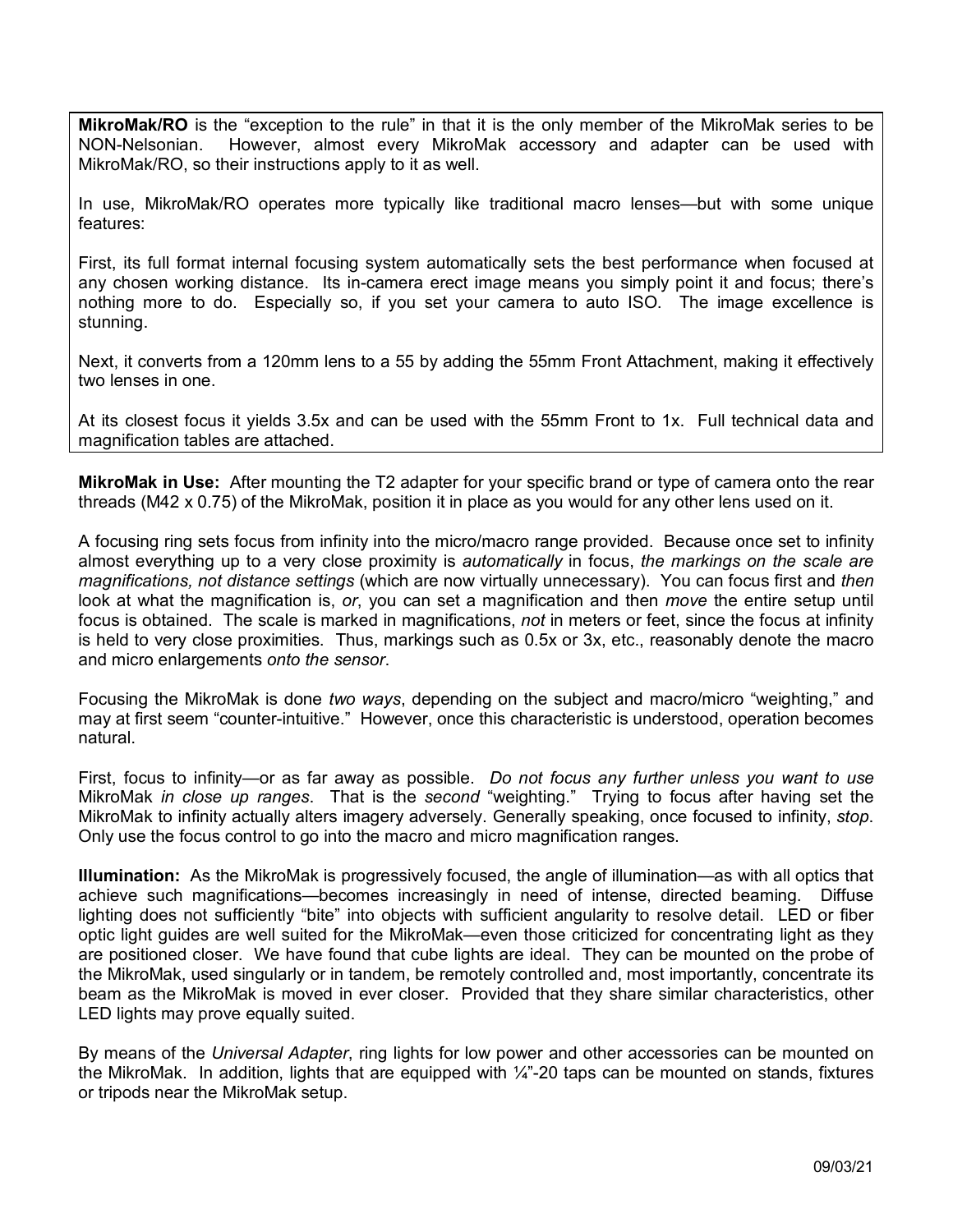**MikroMak/RO** is the "exception to the rule" in that it is the only member of the MikroMak series to be NON-Nelsonian. However, almost every MikroMak accessory and adapter can be used with MikroMak/RO, so their instructions apply to it as well.

In use, MikroMak/RO operates more typically like traditional macro lenses—but with some unique features:

First, its full format internal focusing system automatically sets the best performance when focused at any chosen working distance. Its in-camera erect image means you simply point it and focus; there's nothing more to do. Especially so, if you set your camera to auto ISO. The image excellence is stunning.

Next, it converts from a 120mm lens to a 55 by adding the 55mm Front Attachment, making it effectively two lenses in one.

At its closest focus it yields 3.5x and can be used with the 55mm Front to 1x. Full technical data and magnification tables are attached.

**MikroMak in Use:** After mounting the T2 adapter for your specific brand or type of camera onto the rear threads (M42 x 0.75) of the MikroMak, position it in place as you would for any other lens used on it.

A focusing ring sets focus from infinity into the micro/macro range provided. Because once set to infinity almost everything up to a very close proximity is *automatically* in focus, *the markings on the scale are magnifications, not distance settings* (which are now virtually unnecessary). You can focus first and *then* look at what the magnification is, *or*, you can set a magnification and then *move* the entire setup until focus is obtained. The scale is marked in magnifications, *not* in meters or feet, since the focus at infinity is held to very close proximities. Thus, markings such as 0.5x or 3x, etc., reasonably denote the macro and micro enlargements *onto the sensor*.

Focusing the MikroMak is done *two ways*, depending on the subject and macro/micro "weighting," and may at first seem "counter-intuitive." However, once this characteristic is understood, operation becomes natural.

First, focus to infinity—or as far away as possible. *Do not focus any further unless you want to use* MikroMak *in close up ranges*. That is the *second* "weighting." Trying to focus after having set the MikroMak to infinity actually alters imagery adversely. Generally speaking, once focused to infinity, *stop*. Only use the focus control to go into the macro and micro magnification ranges.

**Illumination:** As the MikroMak is progressively focused, the angle of illumination—as with all optics that achieve such magnifications—becomes increasingly in need of intense, directed beaming. Diffuse lighting does not sufficiently "bite" into objects with sufficient angularity to resolve detail. LED or fiber optic light guides are well suited for the MikroMak—even those criticized for concentrating light as they are positioned closer. We have found that cube lights are ideal. They can be mounted on the probe of the MikroMak, used singularly or in tandem, be remotely controlled and, most importantly, concentrate its beam as the MikroMak is moved in ever closer. Provided that they share similar characteristics, other LED lights may prove equally suited.

By means of the *Universal Adapter*, ring lights for low power and other accessories can be mounted on the MikroMak. In addition, lights that are equipped with ¼"-20 taps can be mounted on stands, fixtures or tripods near the MikroMak setup.

09/03/21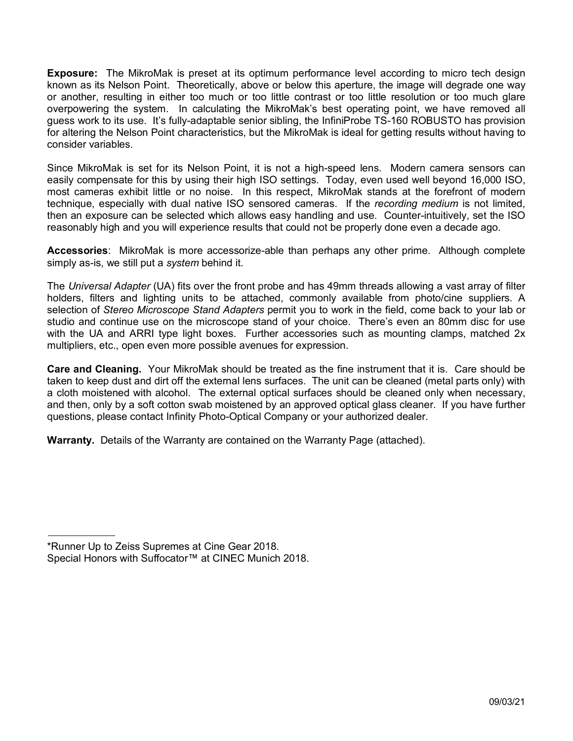**Exposure:** The MikroMak is preset at its optimum performance level according to micro tech design known as its Nelson Point. Theoretically, above or below this aperture, the image will degrade one way or another, resulting in either too much or too little contrast or too little resolution or too much glare overpowering the system. In calculating the MikroMak's best operating point, we have removed all guess work to its use. It's fully-adaptable senior sibling, the InfiniProbe TS-160 ROBUSTO has provision for altering the Nelson Point characteristics, but the MikroMak is ideal for getting results without having to consider variables.

Since MikroMak is set for its Nelson Point, it is not a high-speed lens. Modern camera sensors can easily compensate for this by using their high ISO settings. Today, even used well beyond 16,000 ISO, most cameras exhibit little or no noise. In this respect, MikroMak stands at the forefront of modern technique, especially with dual native ISO sensored cameras. If the *recording medium* is not limited, then an exposure can be selected which allows easy handling and use. Counter-intuitively, set the ISO reasonably high and you will experience results that could not be properly done even a decade ago.

**Accessories**: MikroMak is more accessorize-able than perhaps any other prime. Although complete simply as-is, we still put a *system* behind it.

The *Universal Adapter* (UA) fits over the front probe and has 49mm threads allowing a vast array of filter holders, filters and lighting units to be attached, commonly available from photo/cine suppliers. A selection of *Stereo Microscope Stand Adapters* permit you to work in the field, come back to your lab or studio and continue use on the microscope stand of your choice. There's even an 80mm disc for use with the UA and ARRI type light boxes. Further accessories such as mounting clamps, matched 2x multipliers, etc., open even more possible avenues for expression.

**Care and Cleaning.** Your MikroMak should be treated as the fine instrument that it is. Care should be taken to keep dust and dirt off the external lens surfaces. The unit can be cleaned (metal parts only) with a cloth moistened with alcohol. The external optical surfaces should be cleaned only when necessary, and then, only by a soft cotton swab moistened by an approved optical glass cleaner. If you have further questions, please contact Infinity Photo-Optical Company or your authorized dealer.

**Warranty.** Details of the Warranty are contained on the Warranty Page (attached).

---

*Runner Up to Zeiss Supremes at Cine Gear 2018.
Special Honors with Suffocator™ at CINEC Munich 2018.

09/03/21